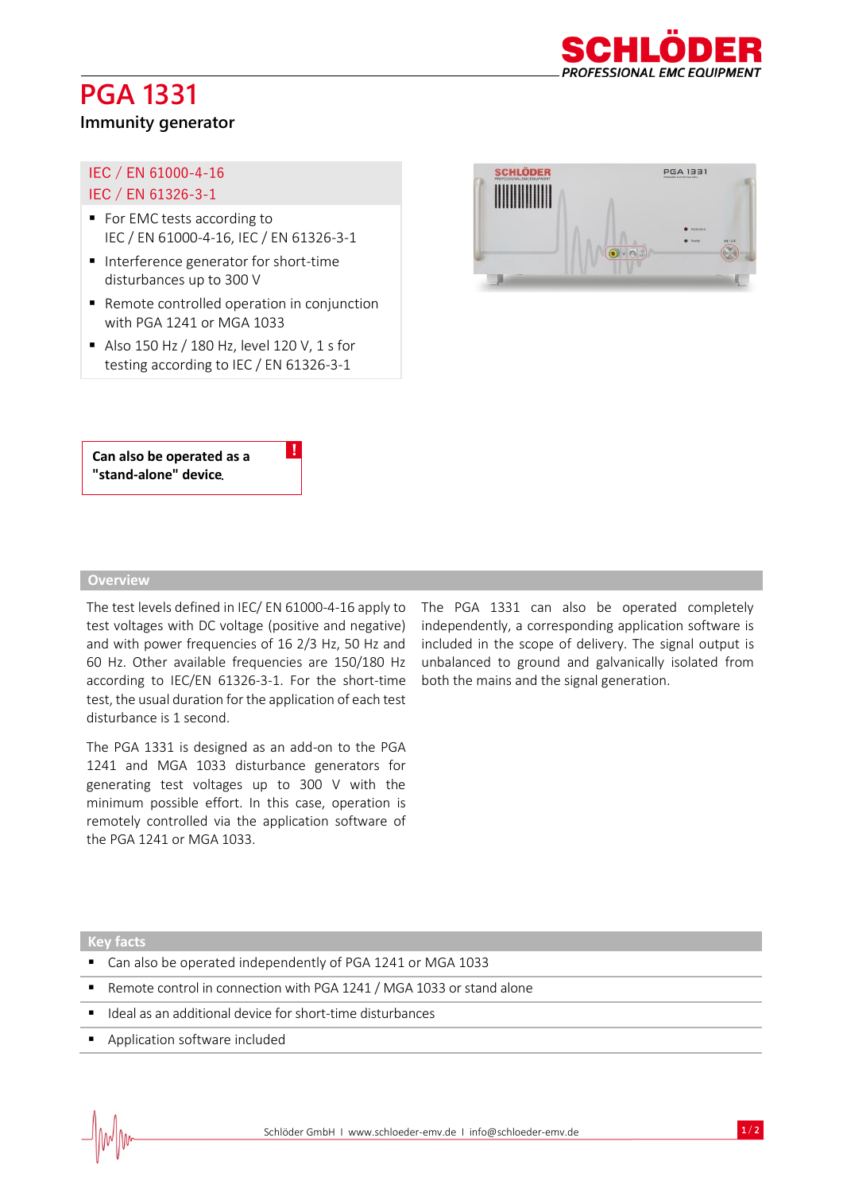# PGA 1331

## Immunity generator

IEC / EN 61000-4-16
IEC / EN 61326-3-1

- For EMC tests according to IEC / EN 61000-4-16, IEC / EN 61326-3-1
- Interference generator for short-time disturbances up to 300 V
- Remote controlled operation in conjunction with PGA 1241 or MGA 1033
- Also 150 Hz / 180 Hz, level 120 V, 1 s for testing according to IEC / EN 61326-3-1

**Can also be operated as a "stand-alone" device.**

## Overview

The test levels defined in IEC/ EN 61000-4-16 apply to test voltages with DC voltage (positive and negative) and with power frequencies of 16 2/3 Hz, 50 Hz and 60 Hz. Other available frequencies are 150/180 Hz according to IEC/EN 61326-3-1. For the short-time test, the usual duration for the application of each test disturbance is 1 second.

The PGA 1331 is designed as an add-on to the PGA 1241 and MGA 1033 disturbance generators for generating test voltages up to 300 V with the minimum possible effort. In this case, operation is remotely controlled via the application software of the PGA 1241 or MGA 1033.

The PGA 1331 can also be operated completely independently, a corresponding application software is included in the scope of delivery. The signal output is unbalanced to ground and galvanically isolated from both the mains and the signal generation.

## Key facts

- Can also be operated independently of PGA 1241 or MGA 1033
- Remote control in connection with PGA 1241 / MGA 1033 or stand alone
- Ideal as an additional device for short-time disturbances
- Application software included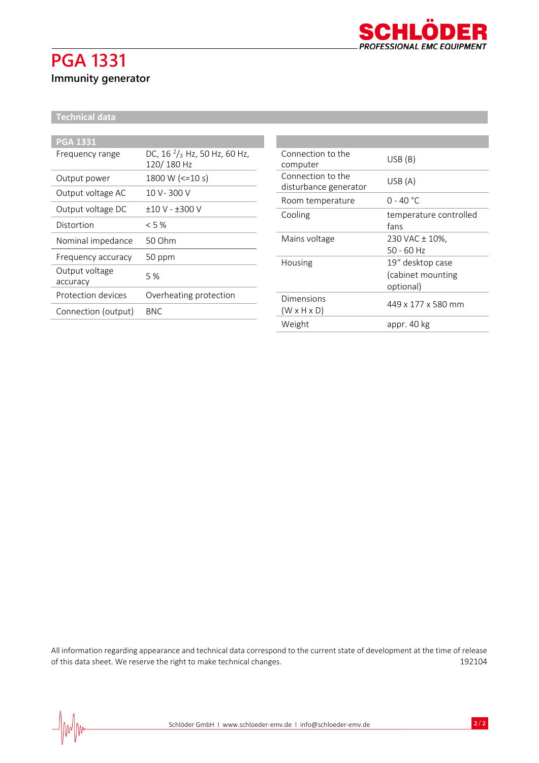# PGA 1331

**Immunity generator**

## Technical data

| PGA 1331 | |
|---|---|
| Frequency range | DC, 16 $^{2}/_{3}$ Hz, 50 Hz, 60 Hz, 120/ 180 Hz |
| Output power | 1800 W (<=10 s) |
| Output voltage AC | 10 V - 300 V |
| Output voltage DC | ±10 V - ±300 V |
| Distortion | < 5 % |
| Nominal impedance | 50 Ohm |
| Frequency accuracy | 50 ppm |
| Output voltage accuracy | 5 % |
| Protection devices | Overheating protection |
| Connection (output) | BNC |

| | |
|---|---|
| Connection to the computer | USB (B) |
| Connection to the disturbance generator | USB (A) |
| Room temperature | 0 - 40 °C |
| Cooling | temperature controlled fans |
| Mains voltage | 230 VAC ± 10%, 50 - 60 Hz |
| Housing | 19“ desktop case (cabinet mounting optional) |
| Dimensions (W x H x D) | 449 x 177 x 580 mm |
| Weight | appr. 40 kg |

All information regarding appearance and technical data correspond to the current state of development at the time of release of this data sheet. We reserve the right to make technical changes. 192104

Schlöder GmbH I www.schloeder-emv.de I info@schloeder-emv.de